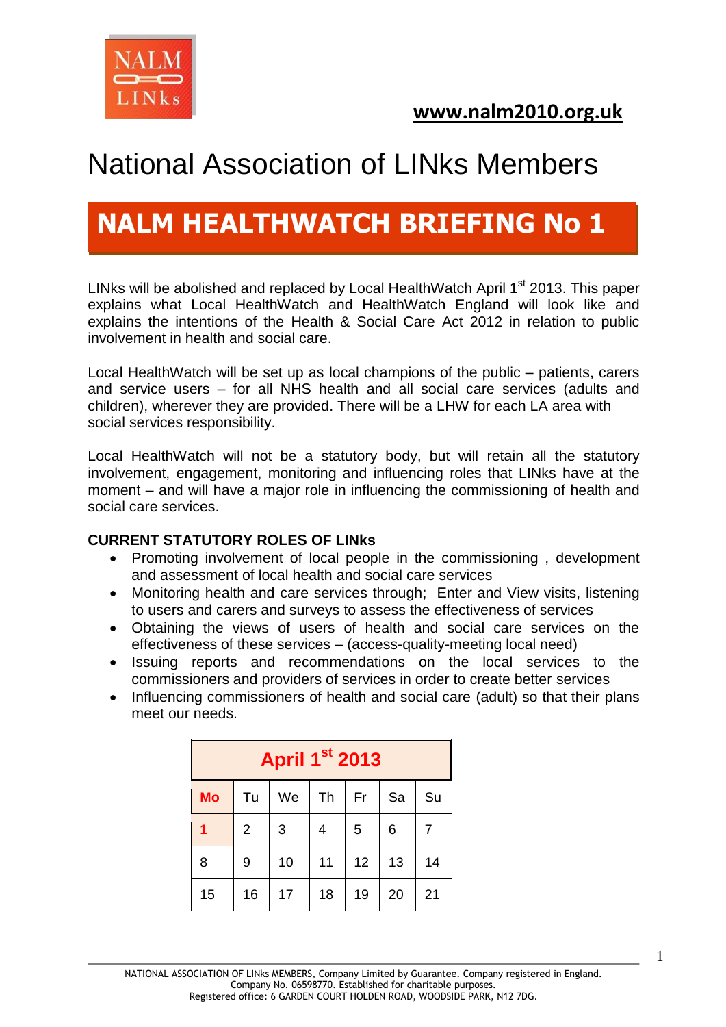www.nalm2010.org.uk

# National Association of LINks Members

## NALM HEALTHWATCH BRIEFING No 1

LINks will be abolished and replaced by Local HealthWatch April 1st 2013. This paper explains what Local HealthWatch and HealthWatch England will look like and explains the intentions of the Health & Social Care Act 2012 in relation to public involvement in health and social care.

Local HealthWatch will be set up as local champions of the public – patients, carers and service users – for all NHS health and all social care services (adults and children), wherever they are provided. There will be a LHW for each LA area with social services responsibility.

Local HealthWatch will not be a statutory body, but will retain all the statutory involvement, engagement, monitoring and influencing roles that LINks have at the moment – and will have a major role in influencing the commissioning of health and social care services.

**CURRENT STATUTORY ROLES OF LINKs**

- Promoting involvement of local people in the commissioning , development and assessment of local health and social care services
- Monitoring health and care services through; Enter and View visits, listening to users and carers and surveys to assess the effectiveness of services
- Obtaining the views of users of health and social care services on the effectiveness of these services – (access-quality-meeting local need)
- Issuing reports and recommendations on the local services to the commissioners and providers of services in order to create better services
- Influencing commissioners of health and social care (adult) so that their plans meet our needs.

| April 1st 2013 | | | | | | |
|---|---|---|---|---|---|---|
| **Mo** | Tu | We | Th | Fr | Sa | Su |
| **1** | 2 | 3 | 4 | 5 | 6 | 7 |
| 8 | 9 | 10 | 11 | 12 | 13 | 14 |
| 15 | 16 | 17 | 18 | 19 | 20 | 21 |

NATIONAL ASSOCIATION OF LINks MEMBERS, Company Limited by Guarantee. Company registered in England. Company No. 06598770. Established for charitable purposes. Registered office: 6 GARDEN COURT HOLDEN ROAD, WOODSIDE PARK, N12 7DG.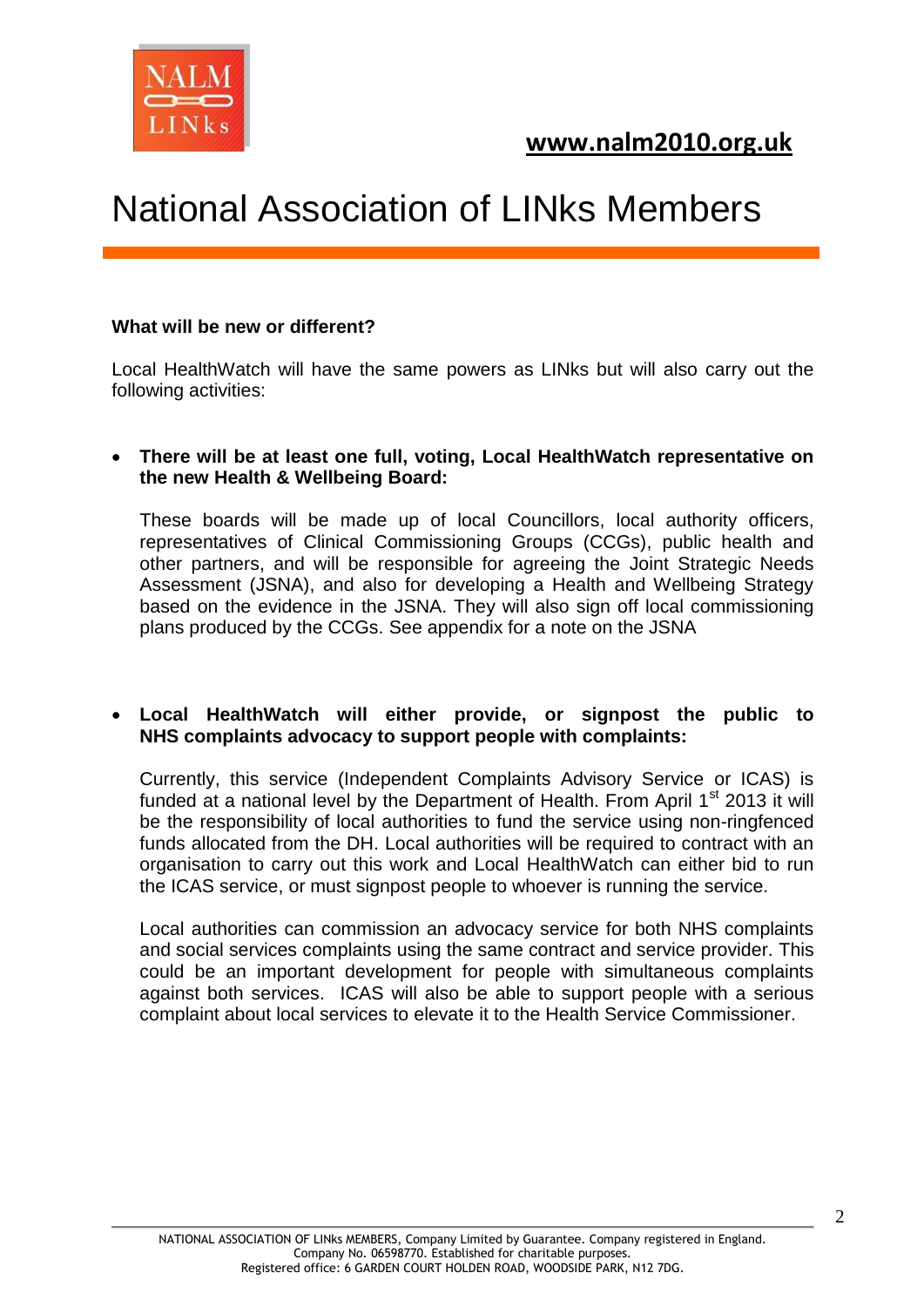**What will be new or different?**

Local HealthWatch will have the same powers as LINks but will also carry out the following activities:

- **There will be at least one full, voting, Local HealthWatch representative on the new Health & Wellbeing Board:**

  These boards will be made up of local Councillors, local authority officers, representatives of Clinical Commissioning Groups (CCGs), public health and other partners, and will be responsible for agreeing the Joint Strategic Needs Assessment (JSNA), and also for developing a Health and Wellbeing Strategy based on the evidence in the JSNA. They will also sign off local commissioning plans produced by the CCGs. See appendix for a note on the JSNA

- **Local HealthWatch will either provide, or signpost the public to NHS complaints advocacy to support people with complaints:**

  Currently, this service (Independent Complaints Advisory Service or ICAS) is funded at a national level by the Department of Health. From April 1st 2013 it will be the responsibility of local authorities to fund the service using non-ringfenced funds allocated from the DH. Local authorities will be required to contract with an organisation to carry out this work and Local HealthWatch can either bid to run the ICAS service, or must signpost people to whoever is running the service.

  Local authorities can commission an advocacy service for both NHS complaints and social services complaints using the same contract and service provider. This could be an important development for people with simultaneous complaints against both services. ICAS will also be able to support people with a serious complaint about local services to elevate it to the Health Service Commissioner.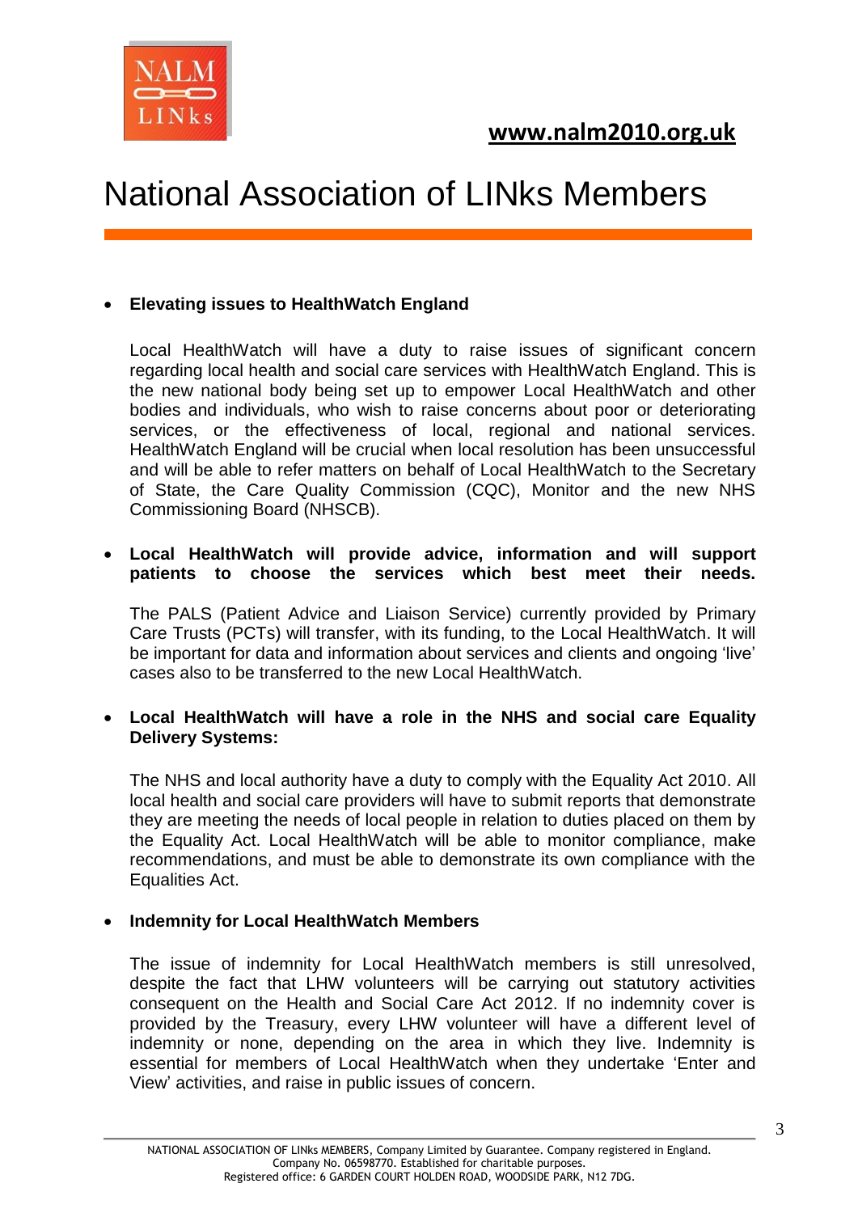- **Elevating issues to HealthWatch England**

  Local HealthWatch will have a duty to raise issues of significant concern regarding local health and social care services with HealthWatch England. This is the new national body being set up to empower Local HealthWatch and other bodies and individuals, who wish to raise concerns about poor or deteriorating services, or the effectiveness of local, regional and national services. HealthWatch England will be crucial when local resolution has been unsuccessful and will be able to refer matters on behalf of Local HealthWatch to the Secretary of State, the Care Quality Commission (CQC), Monitor and the new NHS Commissioning Board (NHSCB).

- **Local HealthWatch will provide advice, information and will support patients to choose the services which best meet their needs.**

  The PALS (Patient Advice and Liaison Service) currently provided by Primary Care Trusts (PCTs) will transfer, with its funding, to the Local HealthWatch. It will be important for data and information about services and clients and ongoing 'live' cases also to be transferred to the new Local HealthWatch.

- **Local HealthWatch will have a role in the NHS and social care Equality Delivery Systems:**

  The NHS and local authority have a duty to comply with the Equality Act 2010. All local health and social care providers will have to submit reports that demonstrate they are meeting the needs of local people in relation to duties placed on them by the Equality Act. Local HealthWatch will be able to monitor compliance, make recommendations, and must be able to demonstrate its own compliance with the Equalities Act.

- **Indemnity for Local HealthWatch Members**

  The issue of indemnity for Local HealthWatch members is still unresolved, despite the fact that LHW volunteers will be carrying out statutory activities consequent on the Health and Social Care Act 2012. If no indemnity cover is provided by the Treasury, every LHW volunteer will have a different level of indemnity or none, depending on the area in which they live. Indemnity is essential for members of Local HealthWatch when they undertake 'Enter and View' activities, and raise in public issues of concern.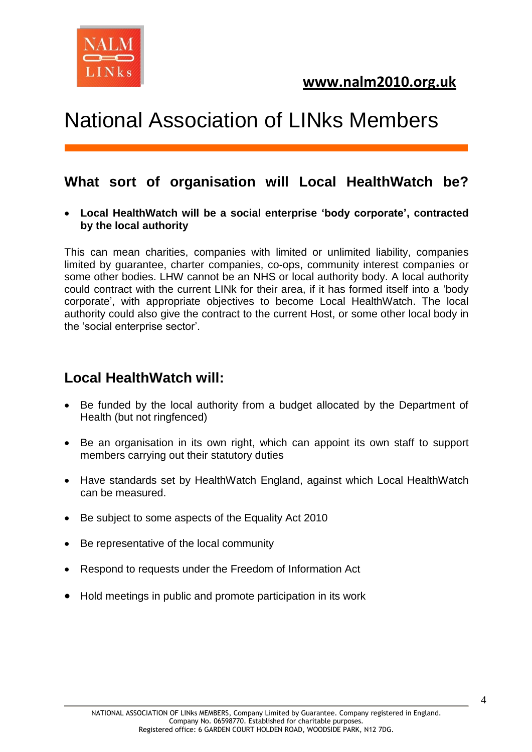www.nalm2010.org.uk

# National Association of LINks Members

## What sort of organisation will Local HealthWatch be?

- **Local HealthWatch will be a social enterprise 'body corporate', contracted by the local authority**

This can mean charities, companies with limited or unlimited liability, companies limited by guarantee, charter companies, co-ops, community interest companies or some other bodies. LHW cannot be an NHS or local authority body. A local authority could contract with the current LINk for their area, if it has formed itself into a 'body corporate', with appropriate objectives to become Local HealthWatch. The local authority could also give the contract to the current Host, or some other local body in the 'social enterprise sector'.

## Local HealthWatch will:

- Be funded by the local authority from a budget allocated by the Department of Health (but not ringfenced)
- Be an organisation in its own right, which can appoint its own staff to support members carrying out their statutory duties
- Have standards set by HealthWatch England, against which Local HealthWatch can be measured.
- Be subject to some aspects of the Equality Act 2010
- Be representative of the local community
- Respond to requests under the Freedom of Information Act
- Hold meetings in public and promote participation in its work

NATIONAL ASSOCIATION OF LINKs MEMBERS, Company Limited by Guarantee. Company registered in England. Company No. 06598770. Established for charitable purposes. Registered office: 6 GARDEN COURT HOLDEN ROAD, WOODSIDE PARK, N12 7DG.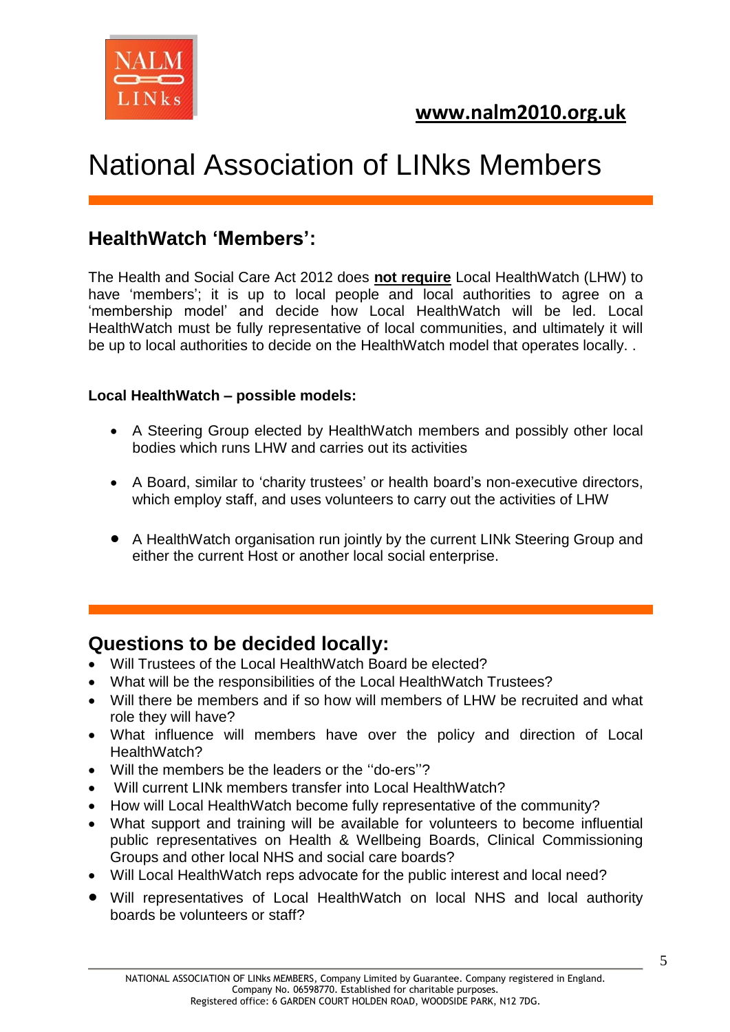**www.nalm2010.org.uk**

# National Association of LINks Members

## HealthWatch 'Members':

The Health and Social Care Act 2012 does **not require** Local HealthWatch (LHW) to have 'members'; it is up to local people and local authorities to agree on a 'membership model' and decide how Local HealthWatch will be led. Local HealthWatch must be fully representative of local communities, and ultimately it will be up to local authorities to decide on the HealthWatch model that operates locally. .

**Local HealthWatch – possible models:**

- A Steering Group elected by HealthWatch members and possibly other local bodies which runs LHW and carries out its activities
- A Board, similar to 'charity trustees' or health board's non-executive directors, which employ staff, and uses volunteers to carry out the activities of LHW
- A HealthWatch organisation run jointly by the current LINk Steering Group and either the current Host or another local social enterprise.

## Questions to be decided locally:

- Will Trustees of the Local HealthWatch Board be elected?
- What will be the responsibilities of the Local HealthWatch Trustees?
- Will there be members and if so how will members of LHW be recruited and what role they will have?
- What influence will members have over the policy and direction of Local HealthWatch?
- Will the members be the leaders or the ''do-ers''?
- Will current LINk members transfer into Local HealthWatch?
- How will Local HealthWatch become fully representative of the community?
- What support and training will be available for volunteers to become influential public representatives on Health & Wellbeing Boards, Clinical Commissioning Groups and other local NHS and social care boards?
- Will Local HealthWatch reps advocate for the public interest and local need?
- Will representatives of Local HealthWatch on local NHS and local authority boards be volunteers or staff?

NATIONAL ASSOCIATION OF LINks MEMBERS, Company Limited by Guarantee. Company registered in England. Company No. 06598770. Established for charitable purposes. Registered office: 6 GARDEN COURT HOLDEN ROAD, WOODSIDE PARK, N12 7DG.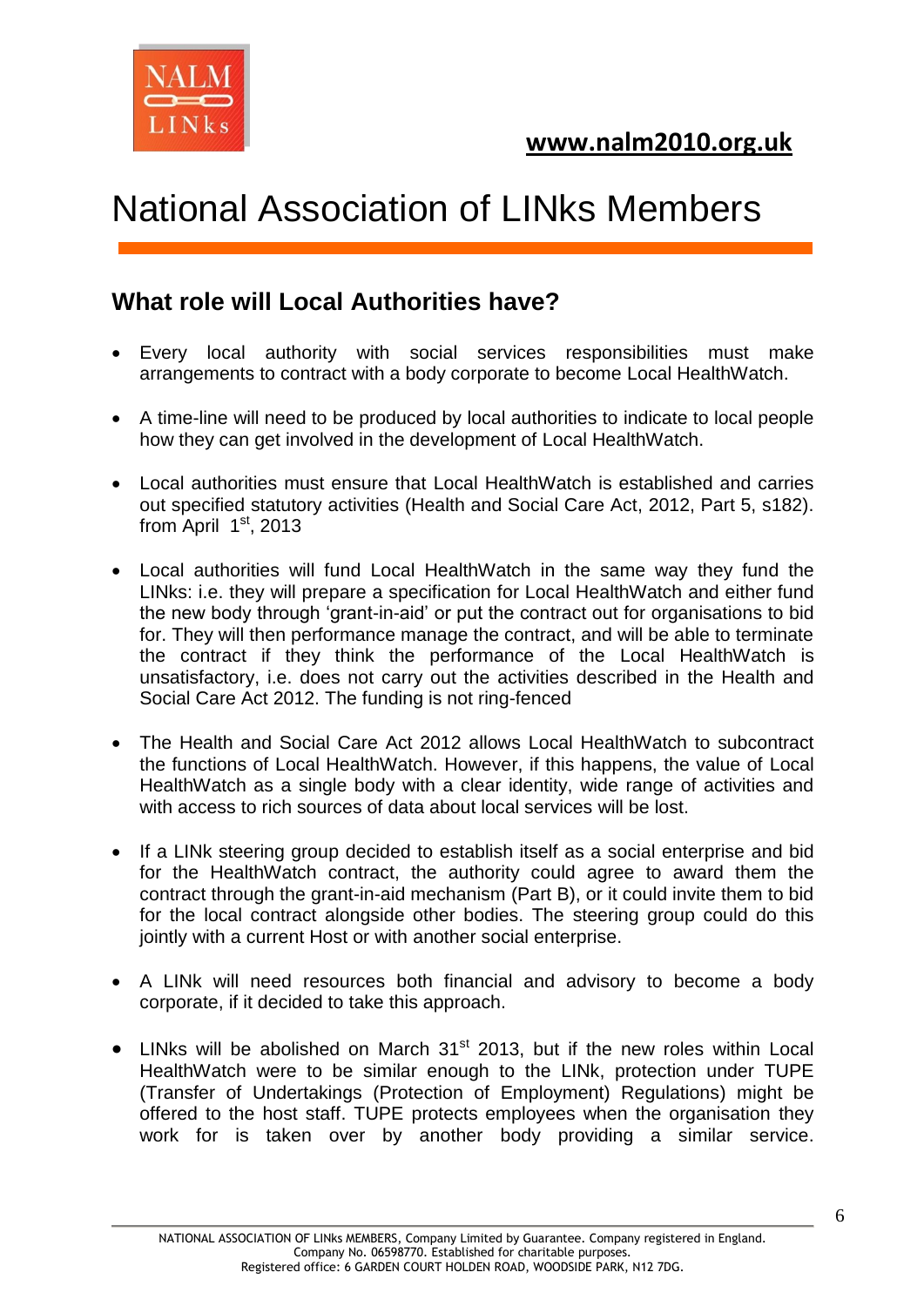# National Association of LINks Members

## What role will Local Authorities have?

- Every local authority with social services responsibilities must make arrangements to contract with a body corporate to become Local HealthWatch.

- A time-line will need to be produced by local authorities to indicate to local people how they can get involved in the development of Local HealthWatch.

- Local authorities must ensure that Local HealthWatch is established and carries out specified statutory activities (Health and Social Care Act, 2012, Part 5, s182). from April 1st, 2013

- Local authorities will fund Local HealthWatch in the same way they fund the LINks: i.e. they will prepare a specification for Local HealthWatch and either fund the new body through 'grant-in-aid' or put the contract out for organisations to bid for. They will then performance manage the contract, and will be able to terminate the contract if they think the performance of the Local HealthWatch is unsatisfactory, i.e. does not carry out the activities described in the Health and Social Care Act 2012. The funding is not ring-fenced

- The Health and Social Care Act 2012 allows Local HealthWatch to subcontract the functions of Local HealthWatch. However, if this happens, the value of Local HealthWatch as a single body with a clear identity, wide range of activities and with access to rich sources of data about local services will be lost.

- If a LINk steering group decided to establish itself as a social enterprise and bid for the HealthWatch contract, the authority could agree to award them the contract through the grant-in-aid mechanism (Part B), or it could invite them to bid for the local contract alongside other bodies. The steering group could do this jointly with a current Host or with another social enterprise.

- A LINk will need resources both financial and advisory to become a body corporate, if it decided to take this approach.

- LINks will be abolished on March 31st 2013, but if the new roles within Local HealthWatch were to be similar enough to the LINk, protection under TUPE (Transfer of Undertakings (Protection of Employment) Regulations) might be offered to the host staff. TUPE protects employees when the organisation they work for is taken over by another body providing a similar service.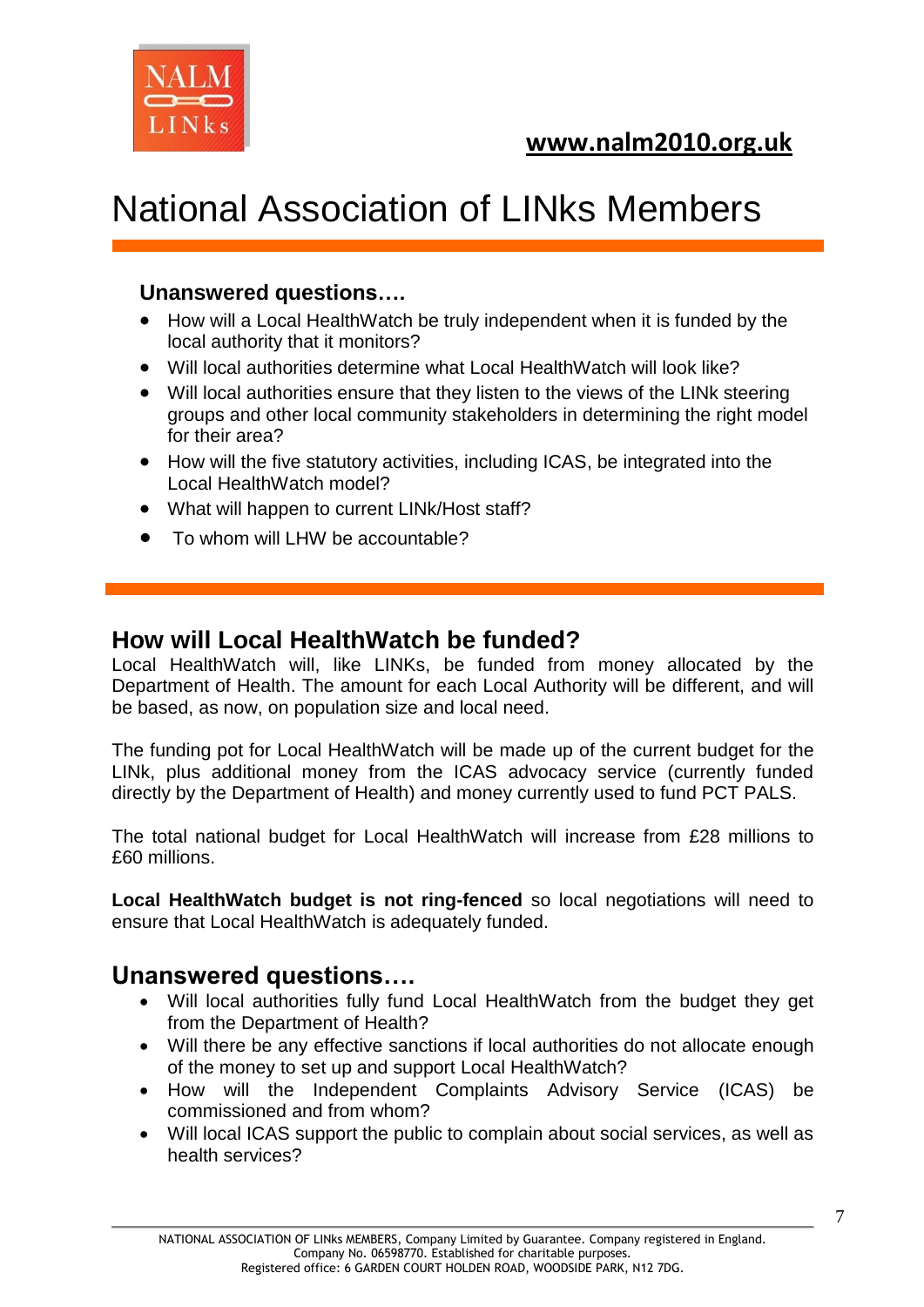**www.nalm2010.org.uk**

# National Association of LINks Members

### Unanswered questions….

- How will a Local HealthWatch be truly independent when it is funded by the local authority that it monitors?
- Will local authorities determine what Local HealthWatch will look like?
- Will local authorities ensure that they listen to the views of the LINk steering groups and other local community stakeholders in determining the right model for their area?
- How will the five statutory activities, including ICAS, be integrated into the Local HealthWatch model?
- What will happen to current LINk/Host staff?
- To whom will LHW be accountable?

## How will Local HealthWatch be funded?

Local HealthWatch will, like LINKs, be funded from money allocated by the Department of Health. The amount for each Local Authority will be different, and will be based, as now, on population size and local need.

The funding pot for Local HealthWatch will be made up of the current budget for the LINk, plus additional money from the ICAS advocacy service (currently funded directly by the Department of Health) and money currently used to fund PCT PALS.

The total national budget for Local HealthWatch will increase from £28 millions to £60 millions.

**Local HealthWatch budget is not ring-fenced** so local negotiations will need to ensure that Local HealthWatch is adequately funded.

## Unanswered questions….

- Will local authorities fully fund Local HealthWatch from the budget they get from the Department of Health?
- Will there be any effective sanctions if local authorities do not allocate enough of the money to set up and support Local HealthWatch?
- How will the Independent Complaints Advisory Service (ICAS) be commissioned and from whom?
- Will local ICAS support the public to complain about social services, as well as health services?

NATIONAL ASSOCIATION OF LINks MEMBERS, Company Limited by Guarantee. Company registered in England. Company No. 06598770. Established for charitable purposes. Registered office: 6 GARDEN COURT HOLDEN ROAD, WOODSIDE PARK, N12 7DG.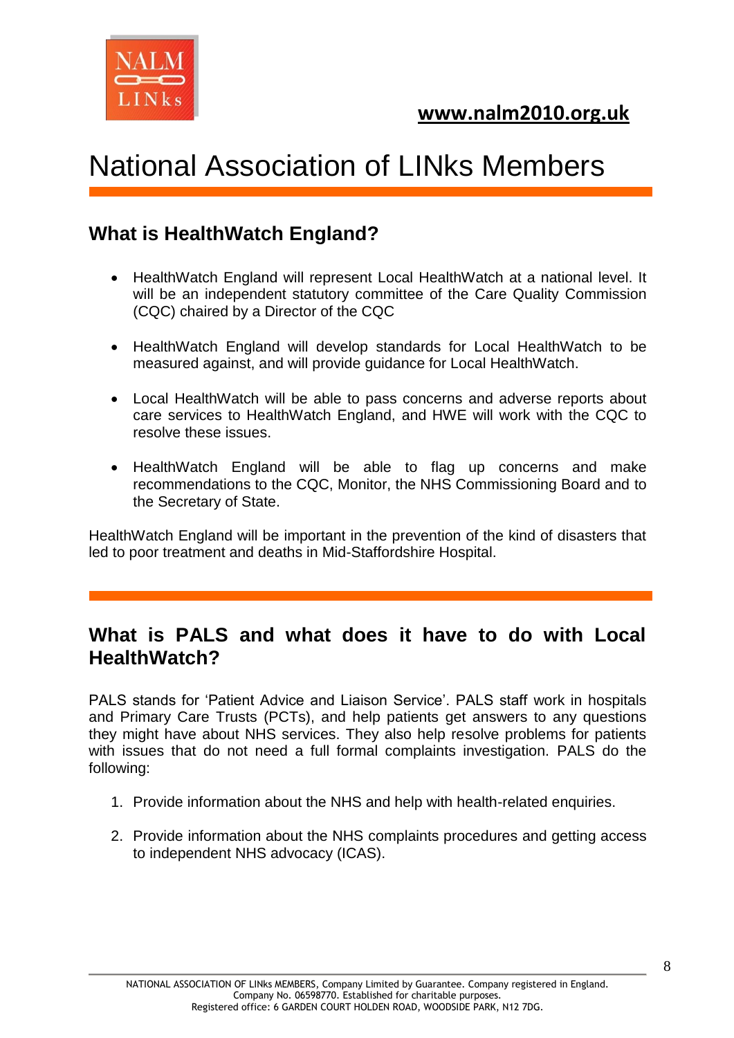# National Association of LINks Members

## What is HealthWatch England?

- HealthWatch England will represent Local HealthWatch at a national level. It will be an independent statutory committee of the Care Quality Commission (CQC) chaired by a Director of the CQC
- HealthWatch England will develop standards for Local HealthWatch to be measured against, and will provide guidance for Local HealthWatch.
- Local HealthWatch will be able to pass concerns and adverse reports about care services to HealthWatch England, and HWE will work with the CQC to resolve these issues.
- HealthWatch England will be able to flag up concerns and make recommendations to the CQC, Monitor, the NHS Commissioning Board and to the Secretary of State.

HealthWatch England will be important in the prevention of the kind of disasters that led to poor treatment and deaths in Mid-Staffordshire Hospital.

## What is PALS and what does it have to do with Local HealthWatch?

PALS stands for 'Patient Advice and Liaison Service'. PALS staff work in hospitals and Primary Care Trusts (PCTs), and help patients get answers to any questions they might have about NHS services. They also help resolve problems for patients with issues that do not need a full formal complaints investigation. PALS do the following:

1. Provide information about the NHS and help with health-related enquiries.
2. Provide information about the NHS complaints procedures and getting access to independent NHS advocacy (ICAS).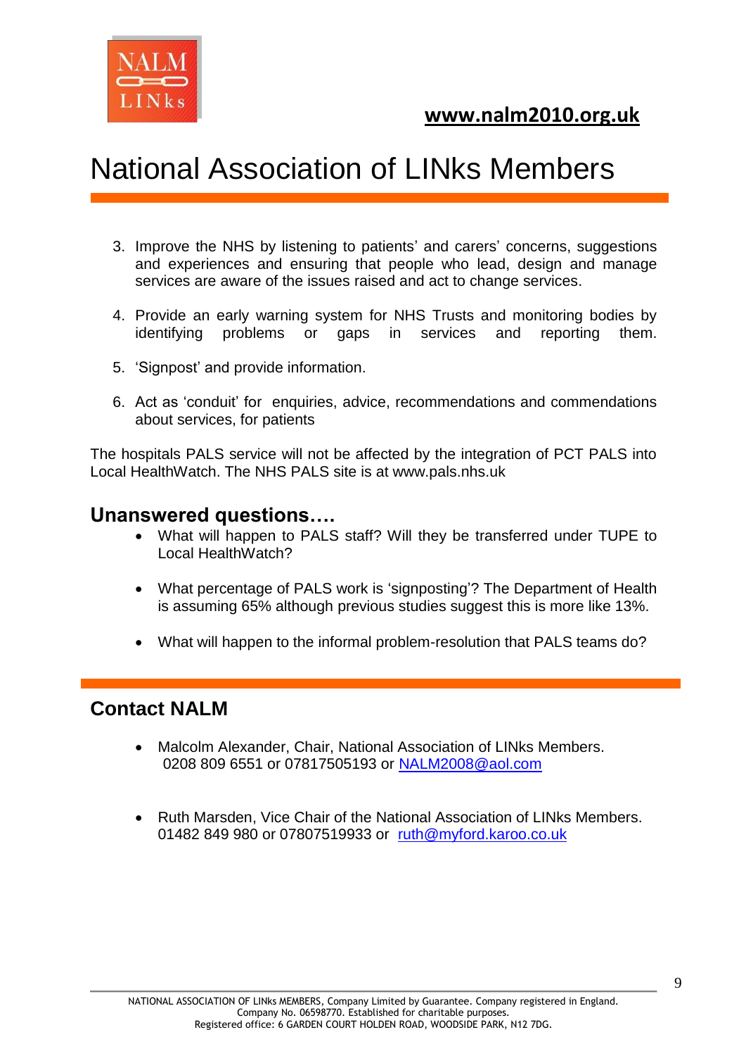www.nalm2010.org.uk

# National Association of LINks Members

3. Improve the NHS by listening to patients' and carers' concerns, suggestions and experiences and ensuring that people who lead, design and manage services are aware of the issues raised and act to change services.

4. Provide an early warning system for NHS Trusts and monitoring bodies by identifying problems or gaps in services and reporting them.

5. 'Signpost' and provide information.

6. Act as 'conduit' for enquiries, advice, recommendations and commendations about services, for patients

The hospitals PALS service will not be affected by the integration of PCT PALS into Local HealthWatch. The NHS PALS site is at www.pals.nhs.uk

## Unanswered questions….

- What will happen to PALS staff? Will they be transferred under TUPE to Local HealthWatch?

- What percentage of PALS work is 'signposting'? The Department of Health is assuming 65% although previous studies suggest this is more like 13%.

- What will happen to the informal problem-resolution that PALS teams do?

## Contact NALM

- Malcolm Alexander, Chair, National Association of LINks Members. 0208 809 6551 or 07817505193 or NALM2008@aol.com

- Ruth Marsden, Vice Chair of the National Association of LINks Members. 01482 849 980 or 07807519933 or ruth@myford.karoo.co.uk

NATIONAL ASSOCIATION OF LINks MEMBERS, Company Limited by Guarantee. Company registered in England. Company No. 06598770. Established for charitable purposes. Registered office: 6 GARDEN COURT HOLDEN ROAD, WOODSIDE PARK, N12 7DG.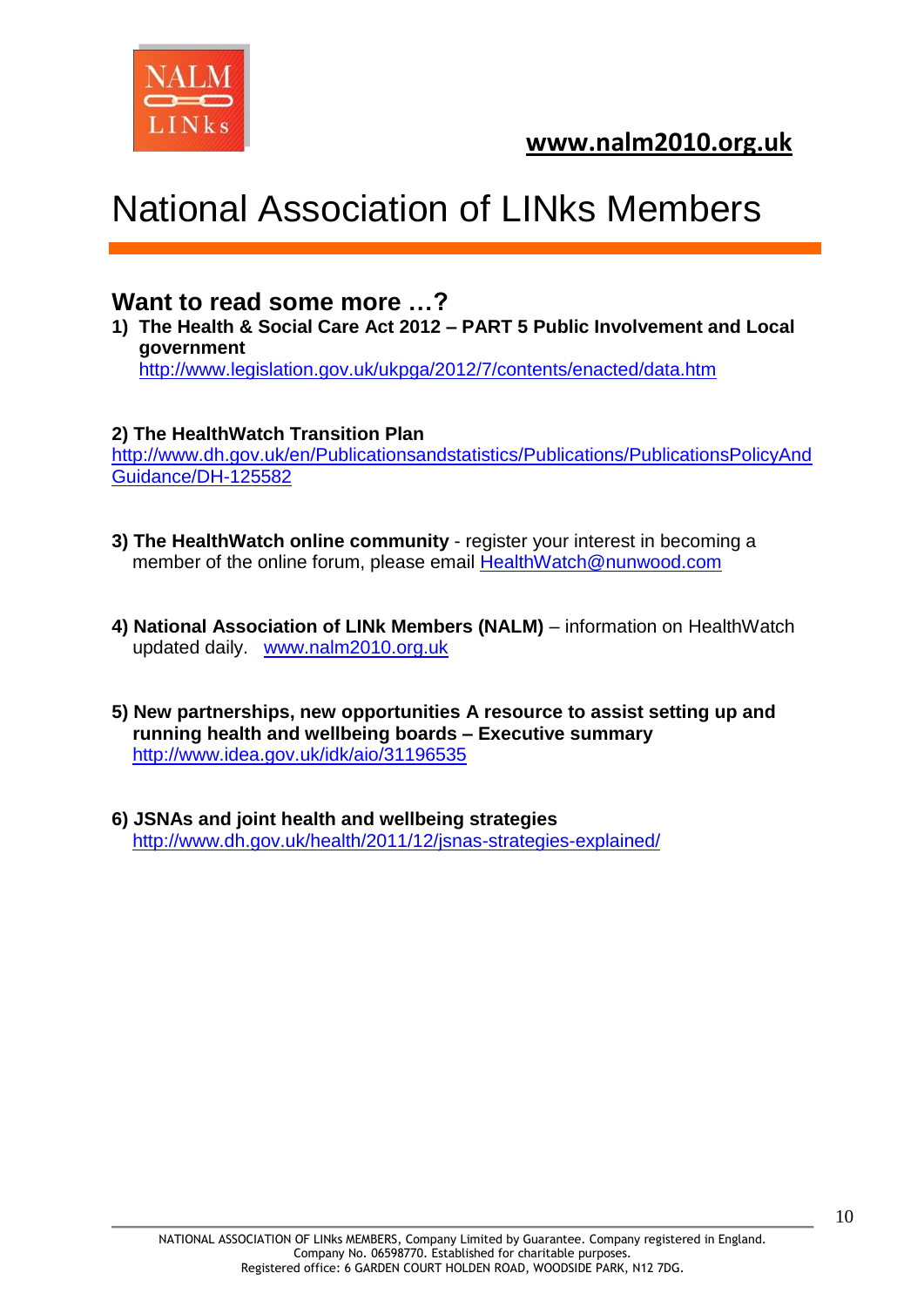**www.nalm2010.org.uk**

# National Association of LINks Members

## Want to read some more …?

1) **The Health & Social Care Act 2012 – PART 5 Public Involvement and Local government**
   http://www.legislation.gov.uk/ukpga/2012/7/contents/enacted/data.htm

2) **The HealthWatch Transition Plan**
   http://www.dh.gov.uk/en/Publicationsandstatistics/Publications/PublicationsPolicyAndGuidance/DH-125582

3) **The HealthWatch online community** - register your interest in becoming a member of the online forum, please email HealthWatch@nunwood.com

4) **National Association of LINk Members (NALM)** – information on HealthWatch updated daily. www.nalm2010.org.uk

5) **New partnerships, new opportunities A resource to assist setting up and running health and wellbeing boards – Executive summary**
   http://www.idea.gov.uk/idk/aio/31196535

6) **JSNAs and joint health and wellbeing strategies**
   http://www.dh.gov.uk/health/2011/12/jsnas-strategies-explained/

NATIONAL ASSOCIATION OF LINks MEMBERS, Company Limited by Guarantee. Company registered in England. Company No. 06598770. Established for charitable purposes. Registered office: 6 GARDEN COURT HOLDEN ROAD, WOODSIDE PARK, N12 7DG.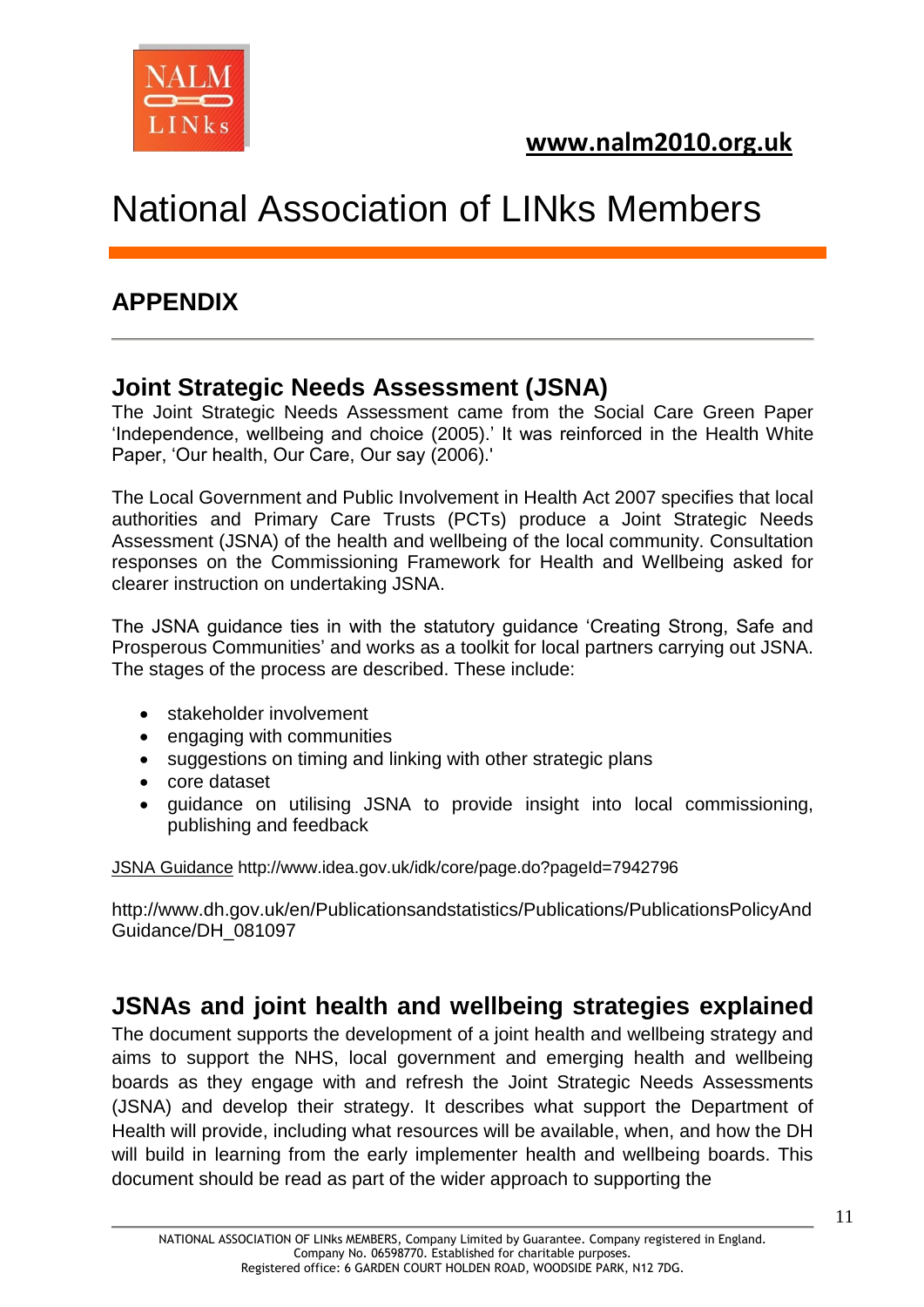# National Association of LINks Members

## APPENDIX

### Joint Strategic Needs Assessment (JSNA)

The Joint Strategic Needs Assessment came from the Social Care Green Paper 'Independence, wellbeing and choice (2005).' It was reinforced in the Health White Paper, 'Our health, Our Care, Our say (2006).'

The Local Government and Public Involvement in Health Act 2007 specifies that local authorities and Primary Care Trusts (PCTs) produce a Joint Strategic Needs Assessment (JSNA) of the health and wellbeing of the local community. Consultation responses on the Commissioning Framework for Health and Wellbeing asked for clearer instruction on undertaking JSNA.

The JSNA guidance ties in with the statutory guidance 'Creating Strong, Safe and Prosperous Communities' and works as a toolkit for local partners carrying out JSNA. The stages of the process are described. These include:

- stakeholder involvement
- engaging with communities
- suggestions on timing and linking with other strategic plans
- core dataset
- guidance on utilising JSNA to provide insight into local commissioning, publishing and feedback

JSNA Guidance http://www.idea.gov.uk/idk/core/page.do?pageId=7942796

http://www.dh.gov.uk/en/Publicationsandstatistics/Publications/PublicationsPolicyAndGuidance/DH_081097

### JSNAs and joint health and wellbeing strategies explained

The document supports the development of a joint health and wellbeing strategy and aims to support the NHS, local government and emerging health and wellbeing boards as they engage with and refresh the Joint Strategic Needs Assessments (JSNA) and develop their strategy. It describes what support the Department of Health will provide, including what resources will be available, when, and how the DH will build in learning from the early implementer health and wellbeing boards. This document should be read as part of the wider approach to supporting the

NATIONAL ASSOCIATION OF LINKs MEMBERS, Company Limited by Guarantee. Company registered in England. Company No. 06598770. Established for charitable purposes. Registered office: 6 GARDEN COURT HOLDEN ROAD, WOODSIDE PARK, N12 7DG.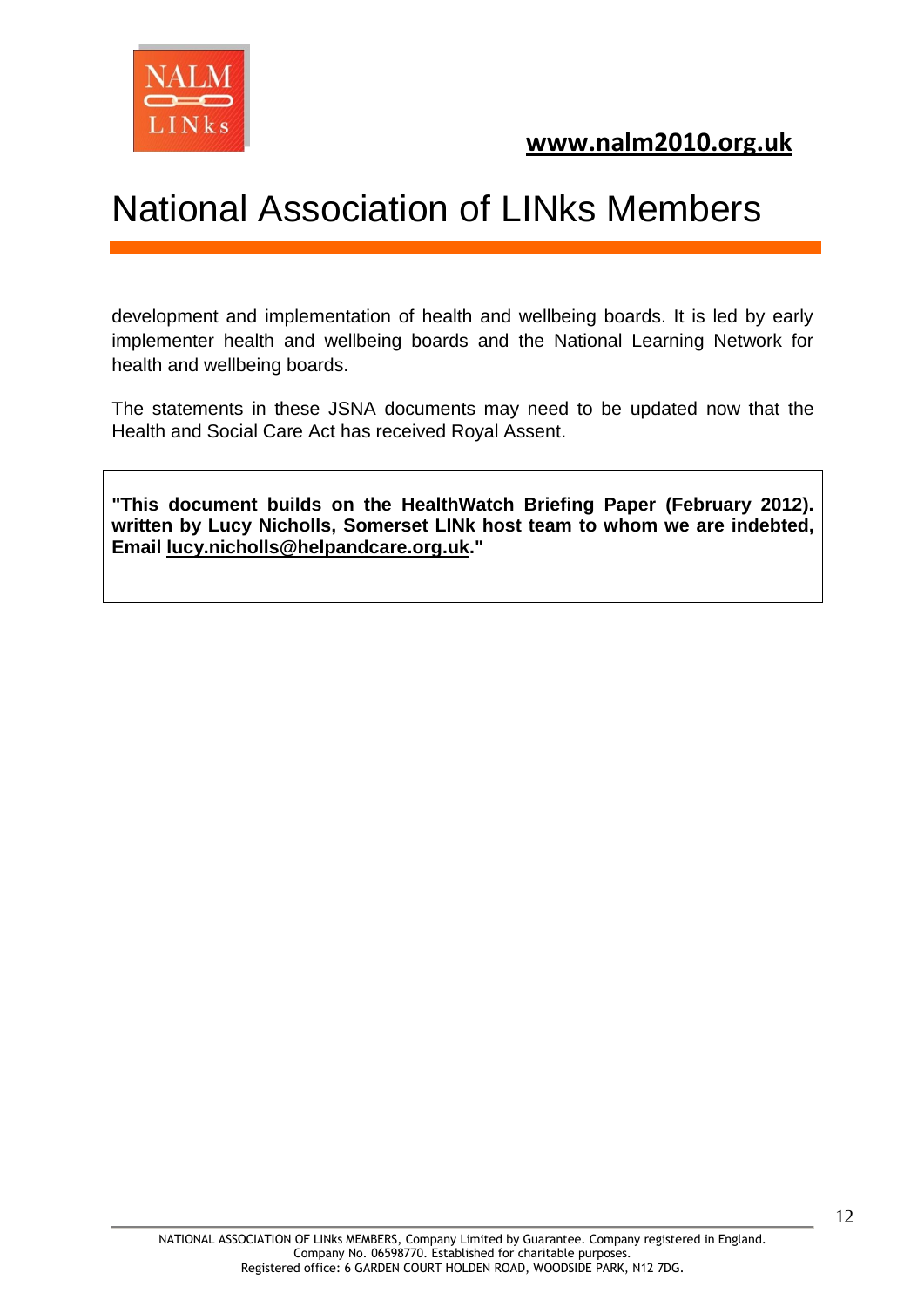development and implementation of health and wellbeing boards. It is led by early implementer health and wellbeing boards and the National Learning Network for health and wellbeing boards.

The statements in these JSNA documents may need to be updated now that the Health and Social Care Act has received Royal Assent.

**"This document builds on the HealthWatch Briefing Paper (February 2012). written by Lucy Nicholls, Somerset LINk host team to whom we are indebted, Email lucy.nicholls@helpandcare.org.uk."**